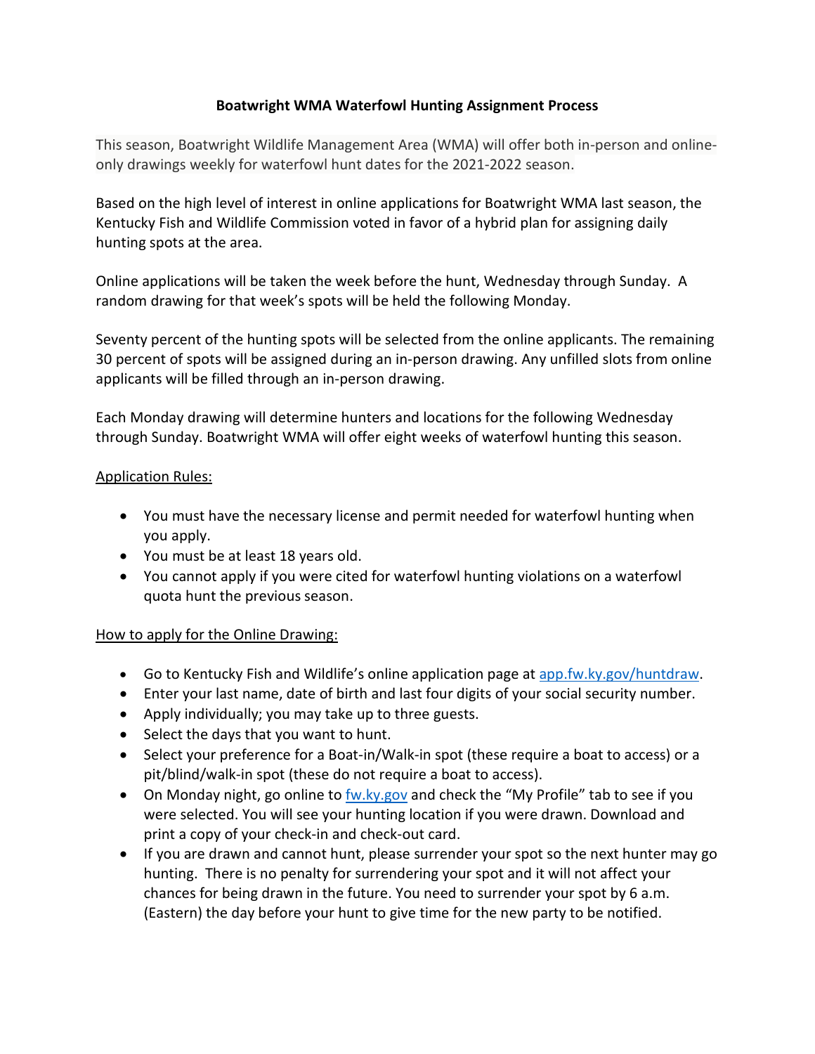# Boatwright WMA Waterfowl Hunting Assignment Process

This season, Boatwright Wildlife Management Area (WMA) will offer both in-person and online-only drawings weekly for waterfowl hunt dates for the 2021-2022 season.

Based on the high level of interest in online applications for Boatwright WMA last season, the Kentucky Fish and Wildlife Commission voted in favor of a hybrid plan for assigning daily hunting spots at the area.

Online applications will be taken the week before the hunt, Wednesday through Sunday. A random drawing for that week's spots will be held the following Monday.

Seventy percent of the hunting spots will be selected from the online applicants. The remaining 30 percent of spots will be assigned during an in-person drawing. Any unfilled slots from online applicants will be filled through an in-person drawing.

Each Monday drawing will determine hunters and locations for the following Wednesday through Sunday. Boatwright WMA will offer eight weeks of waterfowl hunting this season.

<u>Application Rules:</u>

- You must have the necessary license and permit needed for waterfowl hunting when you apply.
- You must be at least 18 years old.
- You cannot apply if you were cited for waterfowl hunting violations on a waterfowl quota hunt the previous season.

<u>How to apply for the Online Drawing:</u>

- Go to Kentucky Fish and Wildlife's online application page at [app.fw.ky.gov/huntdraw](app.fw.ky.gov/huntdraw).
- Enter your last name, date of birth and last four digits of your social security number.
- Apply individually; you may take up to three guests.
- Select the days that you want to hunt.
- Select your preference for a Boat-in/Walk-in spot (these require a boat to access) or a pit/blind/walk-in spot (these do not require a boat to access).
- On Monday night, go online to [fw.ky.gov](fw.ky.gov) and check the "My Profile" tab to see if you were selected. You will see your hunting location if you were drawn. Download and print a copy of your check-in and check-out card.
- If you are drawn and cannot hunt, please surrender your spot so the next hunter may go hunting. There is no penalty for surrendering your spot and it will not affect your chances for being drawn in the future. You need to surrender your spot by 6 a.m. (Eastern) the day before your hunt to give time for the new party to be notified.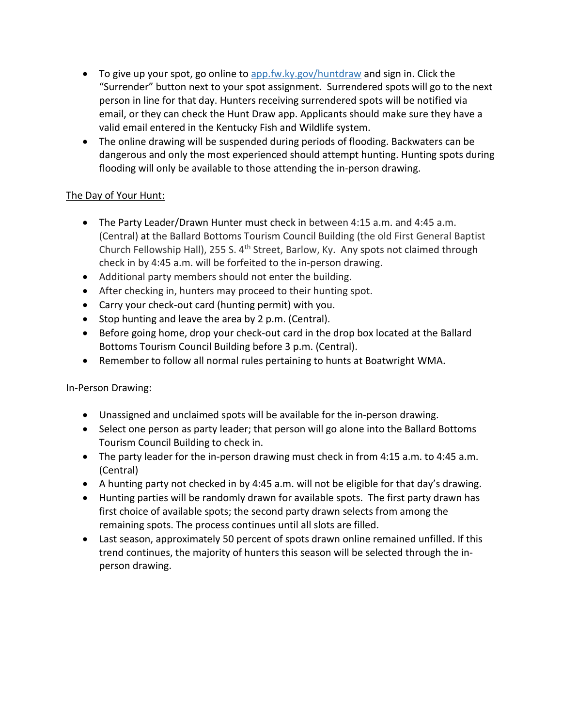- To give up your spot, go online to [app.fw.ky.gov/huntdraw](app.fw.ky.gov/huntdraw) and sign in. Click the "Surrender" button next to your spot assignment. Surrendered spots will go to the next person in line for that day. Hunters receiving surrendered spots will be notified via email, or they can check the Hunt Draw app. Applicants should make sure they have a valid email entered in the Kentucky Fish and Wildlife system.
- The online drawing will be suspended during periods of flooding. Backwaters can be dangerous and only the most experienced should attempt hunting. Hunting spots during flooding will only be available to those attending the in-person drawing.

<u>The Day of Your Hunt:</u>

- The Party Leader/Drawn Hunter must check in between 4:15 a.m. and 4:45 a.m. (Central) at the Ballard Bottoms Tourism Council Building (the old First General Baptist Church Fellowship Hall), 255 S. 4th Street, Barlow, Ky. Any spots not claimed through check in by 4:45 a.m. will be forfeited to the in-person drawing.
- Additional party members should not enter the building.
- After checking in, hunters may proceed to their hunting spot.
- Carry your check-out card (hunting permit) with you.
- Stop hunting and leave the area by 2 p.m. (Central).
- Before going home, drop your check-out card in the drop box located at the Ballard Bottoms Tourism Council Building before 3 p.m. (Central).
- Remember to follow all normal rules pertaining to hunts at Boatwright WMA.

In-Person Drawing:

- Unassigned and unclaimed spots will be available for the in-person drawing.
- Select one person as party leader; that person will go alone into the Ballard Bottoms Tourism Council Building to check in.
- The party leader for the in-person drawing must check in from 4:15 a.m. to 4:45 a.m. (Central)
- A hunting party not checked in by 4:45 a.m. will not be eligible for that day's drawing.
- Hunting parties will be randomly drawn for available spots. The first party drawn has first choice of available spots; the second party drawn selects from among the remaining spots. The process continues until all slots are filled.
- Last season, approximately 50 percent of spots drawn online remained unfilled. If this trend continues, the majority of hunters this season will be selected through the in-person drawing.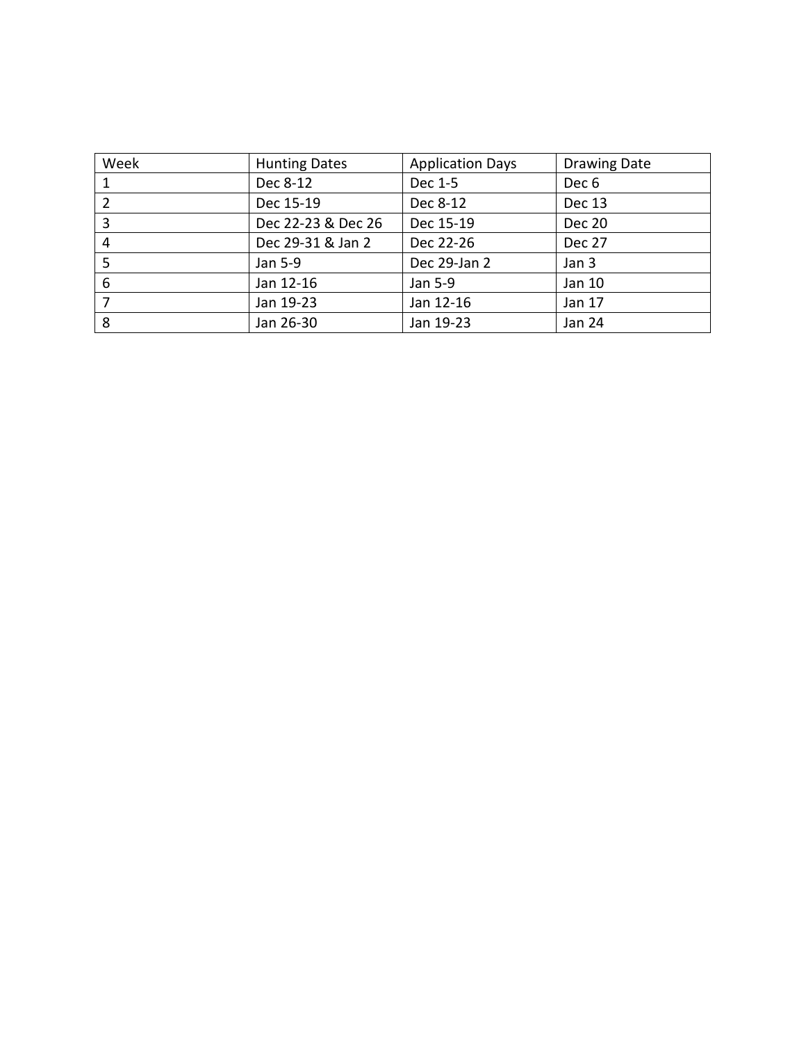| Week | Hunting Dates | Application Days | Drawing Date |
| --- | --- | --- | --- |
| 1 | Dec 8-12 | Dec 1-5 | Dec 6 |
| 2 | Dec 15-19 | Dec 8-12 | Dec 13 |
| 3 | Dec 22-23 & Dec 26 | Dec 15-19 | Dec 20 |
| 4 | Dec 29-31 & Jan 2 | Dec 22-26 | Dec 27 |
| 5 | Jan 5-9 | Dec 29-Jan 2 | Jan 3 |
| 6 | Jan 12-16 | Jan 5-9 | Jan 10 |
| 7 | Jan 19-23 | Jan 12-16 | Jan 17 |
| 8 | Jan 26-30 | Jan 19-23 | Jan 24 |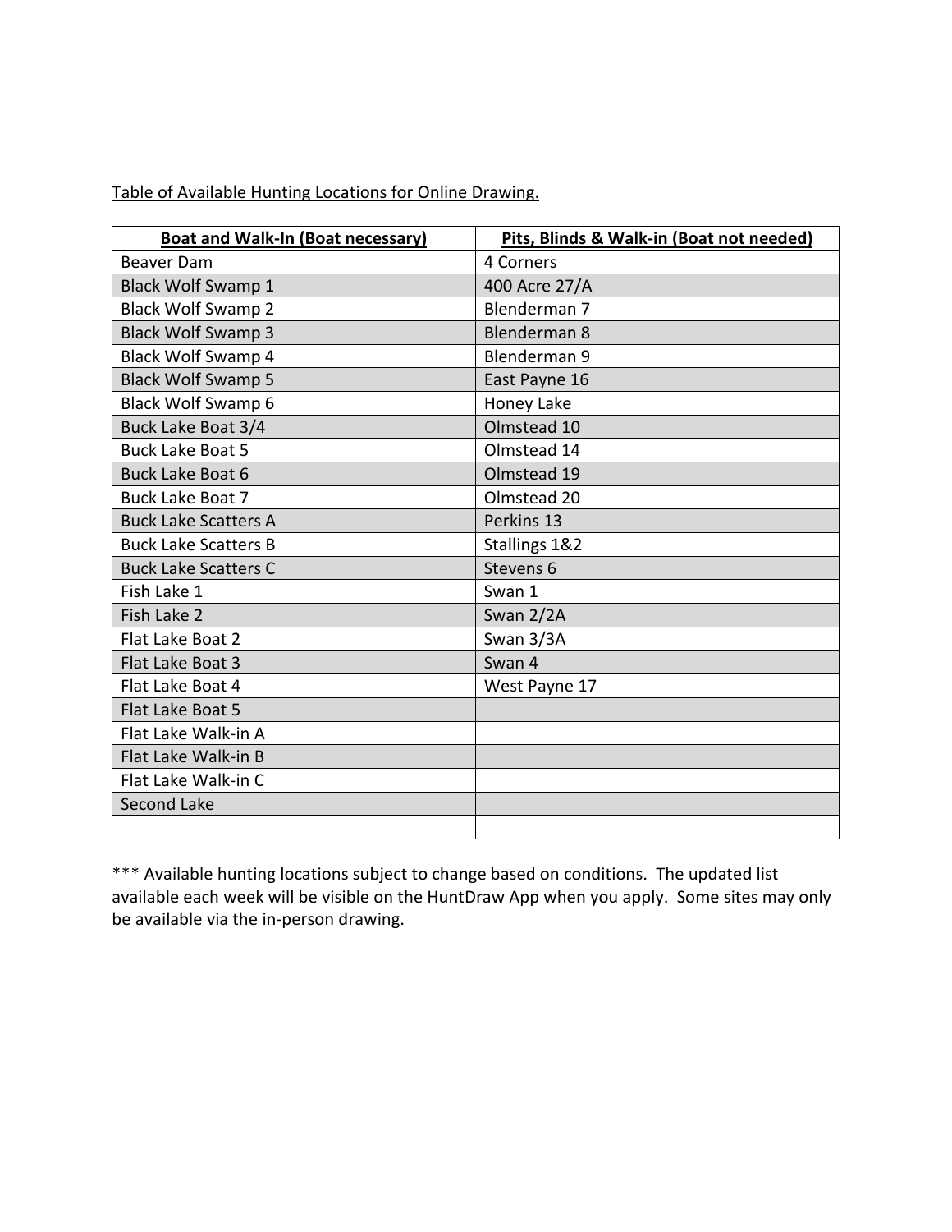<u>Table of Available Hunting Locations for Online Drawing.</u>

| **Boat and Walk-In (Boat necessary)** | **Pits, Blinds & Walk-in (Boat not needed)** |
| --- | --- |
| Beaver Dam | 4 Corners |
| Black Wolf Swamp 1 | 400 Acre 27/A |
| Black Wolf Swamp 2 | Blenderman 7 |
| Black Wolf Swamp 3 | Blenderman 8 |
| Black Wolf Swamp 4 | Blenderman 9 |
| Black Wolf Swamp 5 | East Payne 16 |
| Black Wolf Swamp 6 | Honey Lake |
| Buck Lake Boat 3/4 | Olmstead 10 |
| Buck Lake Boat 5 | Olmstead 14 |
| Buck Lake Boat 6 | Olmstead 19 |
| Buck Lake Boat 7 | Olmstead 20 |
| Buck Lake Scatters A | Perkins 13 |
| Buck Lake Scatters B | Stallings 1&2 |
| Buck Lake Scatters C | Stevens 6 |
| Fish Lake 1 | Swan 1 |
| Fish Lake 2 | Swan 2/2A |
| Flat Lake Boat 2 | Swan 3/3A |
| Flat Lake Boat 3 | Swan 4 |
| Flat Lake Boat 4 | West Payne 17 |
| Flat Lake Boat 5 | |
| Flat Lake Walk-in A | |
| Flat Lake Walk-in B | |
| Flat Lake Walk-in C | |
| Second Lake | |
| | |

*** Available hunting locations subject to change based on conditions. The updated list available each week will be visible on the HuntDraw App when you apply. Some sites may only be available via the in-person drawing.